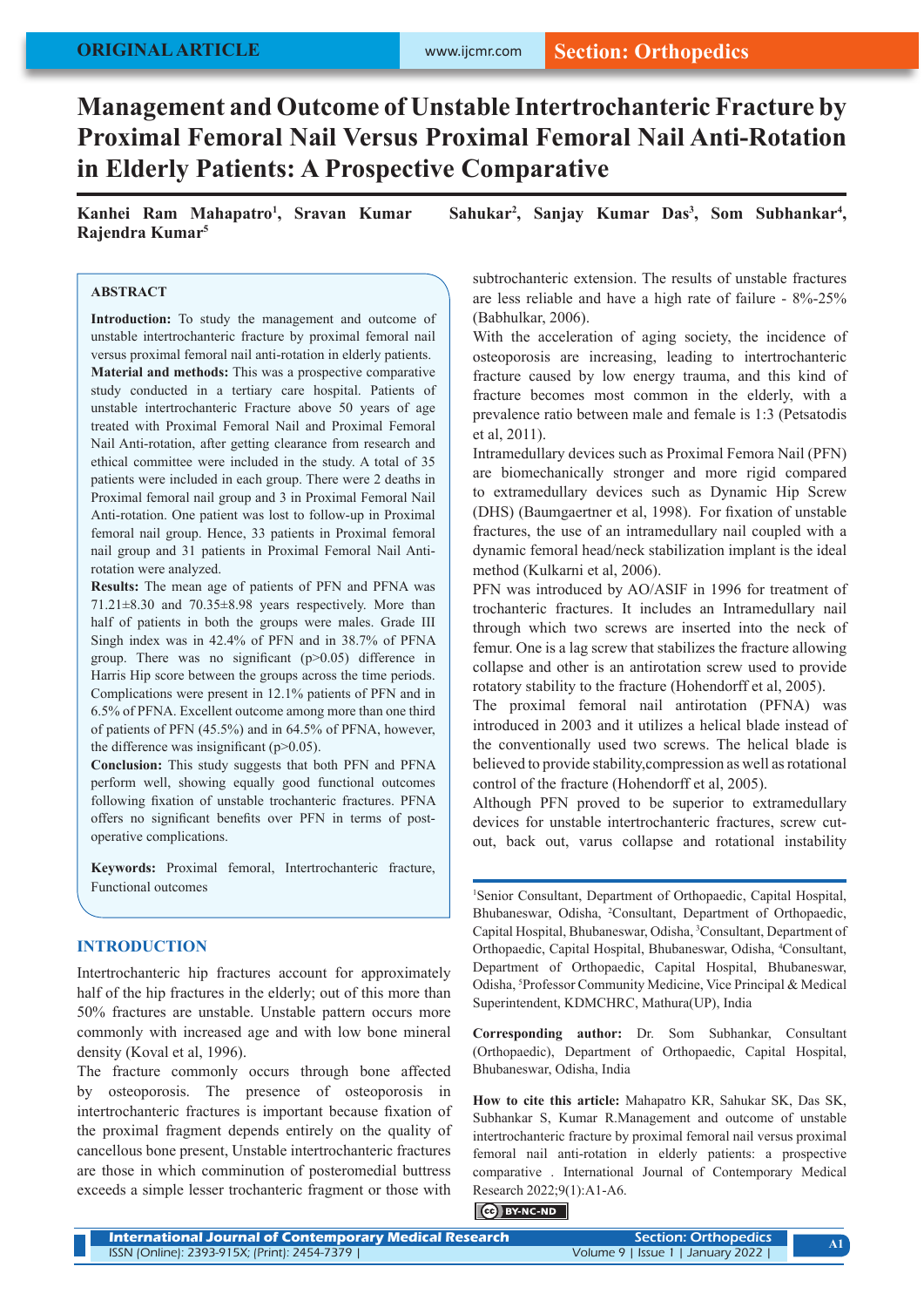# Management and Outcome of Unstable Intertrochanteric Fracture by Proximal Femoral Nail Versus Proximal Femoral Nail Anti-Rotation in Elderly Patients: A Prospective Comparative

**Kanhei Ram Mahapatro[1], Sravan Kumar Sahukar[2], Sanjay Kumar Das[3], Som Subhankar[4], Rajendra Kumar[5]**

## ABSTRACT

**Introduction:** To study the management and outcome of unstable intertrochanteric fracture by proximal femoral nail versus proximal femoral nail anti-rotation in elderly patients. **Material and methods:** This was a prospective comparative study conducted in a tertiary care hospital. Patients of unstable intertrochanteric Fracture above 50 years of age treated with Proximal Femoral Nail and Proximal Femoral Nail Anti-rotation, after getting clearance from research and ethical committee were included in the study. A total of 35 patients were included in each group. There were 2 deaths in Proximal femoral nail group and 3 in Proximal Femoral Nail Anti-rotation. One patient was lost to follow-up in Proximal femoral nail group. Hence, 33 patients in Proximal femoral nail group and 31 patients in Proximal Femoral Nail Anti-rotation were analyzed.

**Results:** The mean age of patients of PFN and PFNA was 71.21±8.30 and 70.35±8.98 years respectively. More than half of patients in both the groups were males. Grade III Singh index was in 42.4% of PFN and in 38.7% of PFNA group. There was no significant (p>0.05) difference in Harris Hip score between the groups across the time periods. Complications were present in 12.1% patients of PFN and in 6.5% of PFNA. Excellent outcome among more than one third of patients of PFN (45.5%) and in 64.5% of PFNA, however, the difference was insignificant (p>0.05).

**Conclusion:** This study suggests that both PFN and PFNA perform well, showing equally good functional outcomes following fixation of unstable trochanteric fractures. PFNA offers no significant benefits over PFN in terms of post-operative complications.

**Keywords:** Proximal femoral, Intertrochanteric fracture, Functional outcomes

## INTRODUCTION

Intertrochanteric hip fractures account for approximately half of the hip fractures in the elderly; out of this more than 50% fractures are unstable. Unstable pattern occurs more commonly with increased age and with low bone mineral density (Koval et al, 1996).

The fracture commonly occurs through bone affected by osteoporosis. The presence of osteoporosis in intertrochanteric fractures is important because fixation of the proximal fragment depends entirely on the quality of cancellous bone present, Unstable intertrochanteric fractures are those in which comminution of posteromedial buttress exceeds a simple lesser trochanteric fragment or those with subtrochanteric extension. The results of unstable fractures are less reliable and have a high rate of failure - 8%-25% (Babhulkar, 2006).

With the acceleration of aging society, the incidence of osteoporosis are increasing, leading to intertrochanteric fracture caused by low energy trauma, and this kind of fracture becomes most common in the elderly, with a prevalence ratio between male and female is 1:3 (Petsatodis et al, 2011).

Intramedullary devices such as Proximal Femora Nail (PFN) are biomechanically stronger and more rigid compared to extramedullary devices such as Dynamic Hip Screw (DHS) (Baumgaertner et al, 1998). For fixation of unstable fractures, the use of an intramedullary nail coupled with a dynamic femoral head/neck stabilization implant is the ideal method (Kulkarni et al, 2006).

PFN was introduced by AO/ASIF in 1996 for treatment of trochanteric fractures. It includes an Intramedullary nail through which two screws are inserted into the neck of femur. One is a lag screw that stabilizes the fracture allowing collapse and other is an antirotation screw used to provide rotatory stability to the fracture (Hohendorff et al, 2005).

The proximal femoral nail antirotation (PFNA) was introduced in 2003 and it utilizes a helical blade instead of the conventionally used two screws. The helical blade is believed to provide stability,compression as well as rotational control of the fracture (Hohendorff et al, 2005).

Although PFN proved to be superior to extramedullary devices for unstable intertrochanteric fractures, screw cut-out, back out, varus collapse and rotational instability

---

[1]Senior Consultant, Department of Orthopaedic, Capital Hospital, Bhubaneswar, Odisha, [2]Consultant, Department of Orthopaedic, Capital Hospital, Bhubaneswar, Odisha, [3]Consultant, Department of Orthopaedic, Capital Hospital, Bhubaneswar, Odisha, [4]Consultant, Department of Orthopaedic, Capital Hospital, Bhubaneswar, Odisha, [5]Professor Community Medicine, Vice Principal & Medical Superintendent, KDMCHRC, Mathura(UP), India

**Corresponding author:** Dr. Som Subhankar, Consultant (Orthopaedic), Department of Orthopaedic, Capital Hospital, Bhubaneswar, Odisha, India

**How to cite this article:** Mahapatro KR, Sahukar SK, Das SK, Subhankar S, Kumar R.Management and outcome of unstable intertrochanteric fracture by proximal femoral nail versus proximal femoral nail anti-rotation in elderly patients: a prospective comparative . International Journal of Contemporary Medical Research 2022;9(1):A1-A6.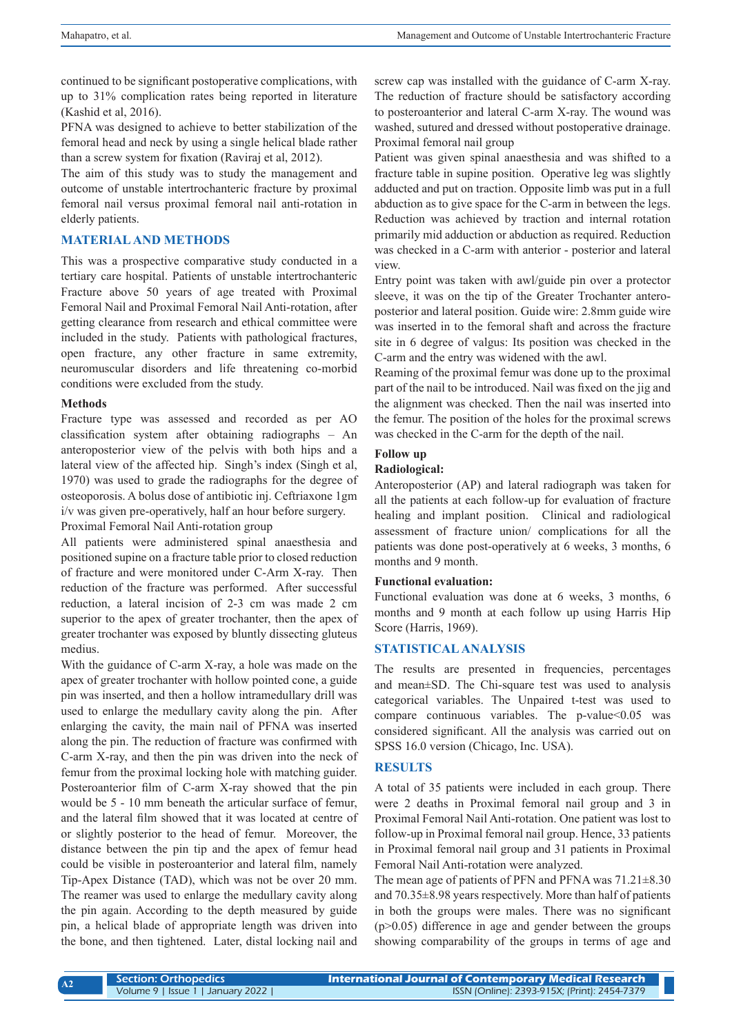continued to be significant postoperative complications, with up to 31% complication rates being reported in literature (Kashid et al, 2016).

PFNA was designed to achieve to better stabilization of the femoral head and neck by using a single helical blade rather than a screw system for fixation (Raviraj et al, 2012).

The aim of this study was to study the management and outcome of unstable intertrochanteric fracture by proximal femoral nail versus proximal femoral nail anti-rotation in elderly patients.

## MATERIAL AND METHODS

This was a prospective comparative study conducted in a tertiary care hospital. Patients of unstable intertrochanteric Fracture above 50 years of age treated with Proximal Femoral Nail and Proximal Femoral Nail Anti-rotation, after getting clearance from research and ethical committee were included in the study. Patients with pathological fractures, open fracture, any other fracture in same extremity, neuromuscular disorders and life threatening co-morbid conditions were excluded from the study.

### Methods

Fracture type was assessed and recorded as per AO classification system after obtaining radiographs – An anteroposterior view of the pelvis with both hips and a lateral view of the affected hip. Singh's index (Singh et al, 1970) was used to grade the radiographs for the degree of osteoporosis. A bolus dose of antibiotic inj. Ceftriaxone 1gm i/v was given pre-operatively, half an hour before surgery.

Proximal Femoral Nail Anti-rotation group

All patients were administered spinal anaesthesia and positioned supine on a fracture table prior to closed reduction of fracture and were monitored under C-Arm X-ray. Then reduction of the fracture was performed. After successful reduction, a lateral incision of 2-3 cm was made 2 cm superior to the apex of greater trochanter, then the apex of greater trochanter was exposed by bluntly dissecting gluteus medius.

With the guidance of C-arm X-ray, a hole was made on the apex of greater trochanter with hollow pointed cone, a guide pin was inserted, and then a hollow intramedullary drill was used to enlarge the medullary cavity along the pin. After enlarging the cavity, the main nail of PFNA was inserted along the pin. The reduction of fracture was confirmed with C-arm X-ray, and then the pin was driven into the neck of femur from the proximal locking hole with matching guider. Posteroanterior film of C-arm X-ray showed that the pin would be 5 - 10 mm beneath the articular surface of femur, and the lateral film showed that it was located at centre of or slightly posterior to the head of femur. Moreover, the distance between the pin tip and the apex of femur head could be visible in posteroanterior and lateral film, namely Tip-Apex Distance (TAD), which was not be over 20 mm. The reamer was used to enlarge the medullary cavity along the pin again. According to the depth measured by guide pin, a helical blade of appropriate length was driven into the bone, and then tightened. Later, distal locking nail and screw cap was installed with the guidance of C-arm X-ray. The reduction of fracture should be satisfactory according to posteroanterior and lateral C-arm X-ray. The wound was washed, sutured and dressed without postoperative drainage.

Proximal femoral nail group

Patient was given spinal anaesthesia and was shifted to a fracture table in supine position. Operative leg was slightly adducted and put on traction. Opposite limb was put in a full abduction as to give space for the C-arm in between the legs. Reduction was achieved by traction and internal rotation primarily mid adduction or abduction as required. Reduction was checked in a C-arm with anterior - posterior and lateral view.

Entry point was taken with awl/guide pin over a protector sleeve, it was on the tip of the Greater Trochanter antero-posterior and lateral position. Guide wire: 2.8mm guide wire was inserted in to the femoral shaft and across the fracture site in 6 degree of valgus: Its position was checked in the C-arm and the entry was widened with the awl.

Reaming of the proximal femur was done up to the proximal part of the nail to be introduced. Nail was fixed on the jig and the alignment was checked. Then the nail was inserted into the femur. The position of the holes for the proximal screws was checked in the C-arm for the depth of the nail.

### Follow up

### Radiological:

Anteroposterior (AP) and lateral radiograph was taken for all the patients at each follow-up for evaluation of fracture healing and implant position. Clinical and radiological assessment of fracture union/ complications for all the patients was done post-operatively at 6 weeks, 3 months, 6 months and 9 month.

### Functional evaluation:

Functional evaluation was done at 6 weeks, 3 months, 6 months and 9 month at each follow up using Harris Hip Score (Harris, 1969).

## STATISTICAL ANALYSIS

The results are presented in frequencies, percentages and mean±SD. The Chi-square test was used to analysis categorical variables. The Unpaired t-test was used to compare continuous variables. The p-value<0.05 was considered significant. All the analysis was carried out on SPSS 16.0 version (Chicago, Inc. USA).

## RESULTS

A total of 35 patients were included in each group. There were 2 deaths in Proximal femoral nail group and 3 in Proximal Femoral Nail Anti-rotation. One patient was lost to follow-up in Proximal femoral nail group. Hence, 33 patients in Proximal femoral nail group and 31 patients in Proximal Femoral Nail Anti-rotation were analyzed.

The mean age of patients of PFN and PFNA was 71.21±8.30 and 70.35±8.98 years respectively. More than half of patients in both the groups were males. There was no significant ($p>0.05$) difference in age and gender between the groups showing comparability of the groups in terms of age and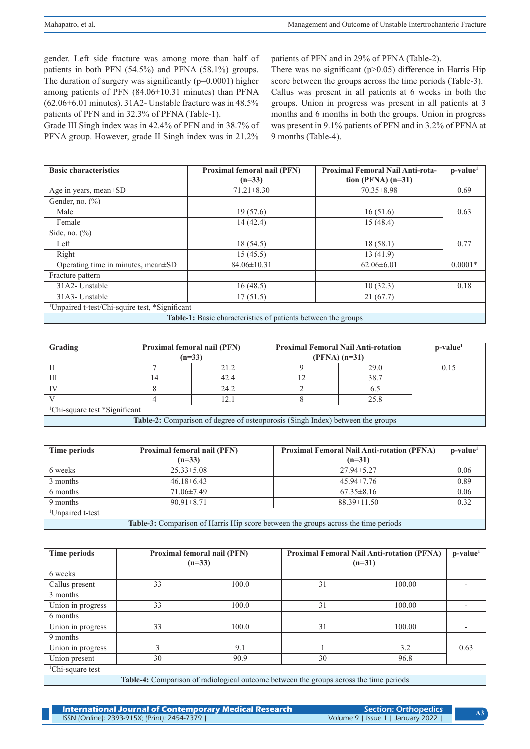gender. Left side fracture was among more than half of patients in both PFN (54.5%) and PFNA (58.1%) groups. The duration of surgery was significantly (p=0.0001) higher among patients of PFN (84.06±10.31 minutes) than PFNA (62.06±6.01 minutes). 31A2- Unstable fracture was in 48.5% patients of PFN and in 32.3% of PFNA (Table-1).

Grade III Singh index was in 42.4% of PFN and in 38.7% of PFNA group. However, grade II Singh index was in 21.2% patients of PFN and in 29% of PFNA (Table-2).

There was no significant (p>0.05) difference in Harris Hip score between the groups across the time periods (Table-3).

Callus was present in all patients at 6 weeks in both the groups. Union in progress was present in all patients at 3 months and 6 months in both the groups. Union in progress was present in 9.1% patients of PFN and in 3.2% of PFNA at 9 months (Table-4).

| Basic characteristics | Proximal femoral nail (PFN) (n=33) | Proximal Femoral Nail Anti-rotation (PFNA) (n=31) | p-value[1] |
|---|---|---|---|
| Age in years, mean±SD | 71.21±8.30 | 70.35±8.98 | 0.69 |
| Gender, no. (%) | | | |
| Male | 19 (57.6) | 16 (51.6) | 0.63 |
| Female | 14 (42.4) | 15 (48.4) | |
| Side, no. (%) | | | |
| Left | 18 (54.5) | 18 (58.1) | 0.77 |
| Right | 15 (45.5) | 13 (41.9) | |
| Operating time in minutes, mean±SD | 84.06±10.31 | 62.06±6.01 | 0.0001* |
| Fracture pattern | | | |
| 31A2- Unstable | 16 (48.5) | 10 (32.3) | 0.18 |
| 31A3- Unstable | 17 (51.5) | 21 (67.7) | |
| [1]Unpaired t-test/Chi-squire test, *Significant | | | |

**Table-1:** Basic characteristics of patients between the groups

| Grading | Proximal femoral nail (PFN) (n=33) | | Proximal Femoral Nail Anti-rotation (PFNA) (n=31) | | p-value[1] |
|---|---|---|---|---|---|
| II | 7 | 21.2 | 9 | 29.0 | 0.15 |
| III | 14 | 42.4 | 12 | 38.7 | |
| IV | 8 | 24.2 | 2 | 6.5 | |
| V | 4 | 12.1 | 8 | 25.8 | |
| [1]Chi-square test *Significant | | | | | |

**Table-2:** Comparison of degree of osteoporosis (Singh Index) between the groups

| Time periods | Proximal femoral nail (PFN) (n=33) | Proximal Femoral Nail Anti-rotation (PFNA) (n=31) | p-value[1] |
|---|---|---|---|
| 6 weeks | 25.33±5.08 | 27.94±5.27 | 0.06 |
| 3 months | 46.18±6.43 | 45.94±7.76 | 0.89 |
| 6 months | 71.06±7.49 | 67.35±8.16 | 0.06 |
| 9 months | 90.91±8.71 | 88.39±11.50 | 0.32 |
| [1]Unpaired t-test | | | |

**Table-3:** Comparison of Harris Hip score between the groups across the time periods

| Time periods | Proximal femoral nail (PFN) (n=33) | | Proximal Femoral Nail Anti-rotation (PFNA) (n=31) | | p-value[1] |
|---|---|---|---|---|---|
| 6 weeks | | | | | |
| Callus present | 33 | 100.0 | 31 | 100.00 | - |
| 3 months | | | | | |
| Union in progress | 33 | 100.0 | 31 | 100.00 | - |
| 6 months | | | | | |
| Union in progress | 33 | 100.0 | 31 | 100.00 | - |
| 9 months | | | | | |
| Union in progress | 3 | 9.1 | 1 | 3.2 | 0.63 |
| Union present | 30 | 90.9 | 30 | 96.8 | |
| [1]Chi-square test | | | | | |

**Table-4:** Comparison of radiological outcome between the groups across the time periods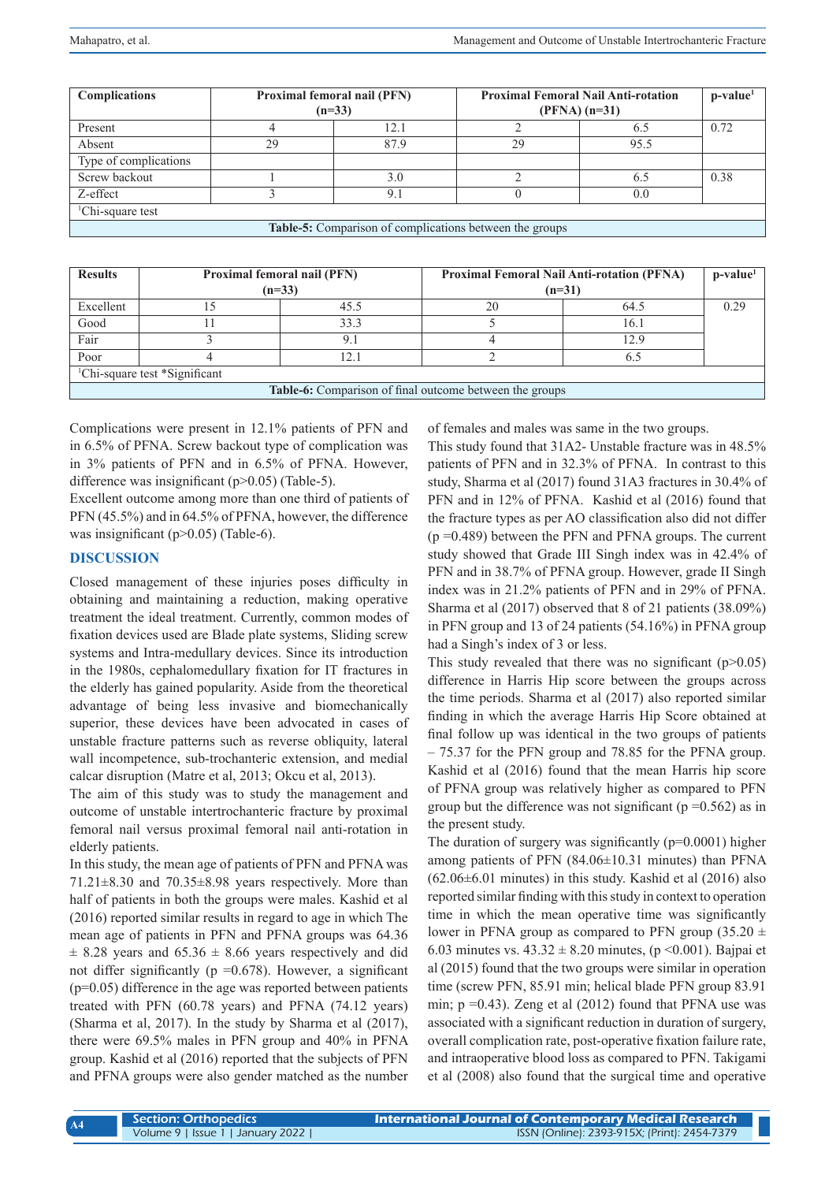| Complications | Proximal femoral nail (PFN) (n=33) | | Proximal Femoral Nail Anti-rotation (PFNA) (n=31) | | p-value[1] |
|---|---|---|---|---|---|
| Present | 4 | 12.1 | 2 | 6.5 | 0.72 |
| Absent | 29 | 87.9 | 29 | 95.5 | |
| Type of complications | | | | | |
| Screw backout | 1 | 3.0 | 2 | 6.5 | 0.38 |
| Z-effect | 3 | 9.1 | 0 | 0.0 | |

[1]Chi-square test

**Table-5:** Comparison of complications between the groups

| Results | Proximal femoral nail (PFN) (n=33) | | Proximal Femoral Nail Anti-rotation (PFNA) (n=31) | | p-value[1] |
|---|---|---|---|---|---|
| Excellent | 15 | 45.5 | 20 | 64.5 | 0.29 |
| Good | 11 | 33.3 | 5 | 16.1 | |
| Fair | 3 | 9.1 | 4 | 12.9 | |
| Poor | 4 | 12.1 | 2 | 6.5 | |

[1]Chi-square test *Significant

**Table-6:** Comparison of final outcome between the groups

Complications were present in 12.1% patients of PFN and in 6.5% of PFNA. Screw backout type of complication was in 3% patients of PFN and in 6.5% of PFNA. However, difference was insignificant (p>0.05) (Table-5).

Excellent outcome among more than one third of patients of PFN (45.5%) and in 64.5% of PFNA, however, the difference was insignificant (p>0.05) (Table-6).

## DISCUSSION

Closed management of these injuries poses difficulty in obtaining and maintaining a reduction, making operative treatment the ideal treatment. Currently, common modes of fixation devices used are Blade plate systems, Sliding screw systems and Intra-medullary devices. Since its introduction in the 1980s, cephalomedullary fixation for IT fractures in the elderly has gained popularity. Aside from the theoretical advantage of being less invasive and biomechanically superior, these devices have been advocated in cases of unstable fracture patterns such as reverse obliquity, lateral wall incompetence, sub-trochanteric extension, and medial calcar disruption (Matre et al, 2013; Okcu et al, 2013).

The aim of this study was to study the management and outcome of unstable intertrochanteric fracture by proximal femoral nail versus proximal femoral nail anti-rotation in elderly patients.

In this study, the mean age of patients of PFN and PFNA was 71.21±8.30 and 70.35±8.98 years respectively. More than half of patients in both the groups were males. Kashid et al (2016) reported similar results in regard to age in which The mean age of patients in PFN and PFNA groups was 64.36 ± 8.28 years and 65.36 ± 8.66 years respectively and did not differ significantly (p =0.678). However, a significant (p=0.05) difference in the age was reported between patients treated with PFN (60.78 years) and PFNA (74.12 years) (Sharma et al, 2017). In the study by Sharma et al (2017), there were 69.5% males in PFN group and 40% in PFNA group. Kashid et al (2016) reported that the subjects of PFN and PFNA groups were also gender matched as the number of females and males was same in the two groups.

This study found that 31A2- Unstable fracture was in 48.5% patients of PFN and in 32.3% of PFNA. In contrast to this study, Sharma et al (2017) found 31A3 fractures in 30.4% of PFN and in 12% of PFNA. Kashid et al (2016) found that the fracture types as per AO classification also did not differ (p =0.489) between the PFN and PFNA groups. The current study showed that Grade III Singh index was in 42.4% of PFN and in 38.7% of PFNA group. However, grade II Singh index was in 21.2% patients of PFN and in 29% of PFNA. Sharma et al (2017) observed that 8 of 21 patients (38.09%) in PFN group and 13 of 24 patients (54.16%) in PFNA group had a Singh's index of 3 or less.

This study revealed that there was no significant (p>0.05) difference in Harris Hip score between the groups across the time periods. Sharma et al (2017) also reported similar finding in which the average Harris Hip Score obtained at final follow up was identical in the two groups of patients – 75.37 for the PFN group and 78.85 for the PFNA group. Kashid et al (2016) found that the mean Harris hip score of PFNA group was relatively higher as compared to PFN group but the difference was not significant (p =0.562) as in the present study.

The duration of surgery was significantly (p=0.0001) higher among patients of PFN (84.06±10.31 minutes) than PFNA (62.06±6.01 minutes) in this study. Kashid et al (2016) also reported similar finding with this study in context to operation time in which the mean operative time was significantly lower in PFNA group as compared to PFN group (35.20 ± 6.03 minutes vs. 43.32 ± 8.20 minutes, (p <0.001). Bajpai et al (2015) found that the two groups were similar in operation time (screw PFN, 85.91 min; helical blade PFN group 83.91 min; p =0.43). Zeng et al (2012) found that PFNA use was associated with a significant reduction in duration of surgery, overall complication rate, post-operative fixation failure rate, and intraoperative blood loss as compared to PFN. Takigami et al (2008) also found that the surgical time and operative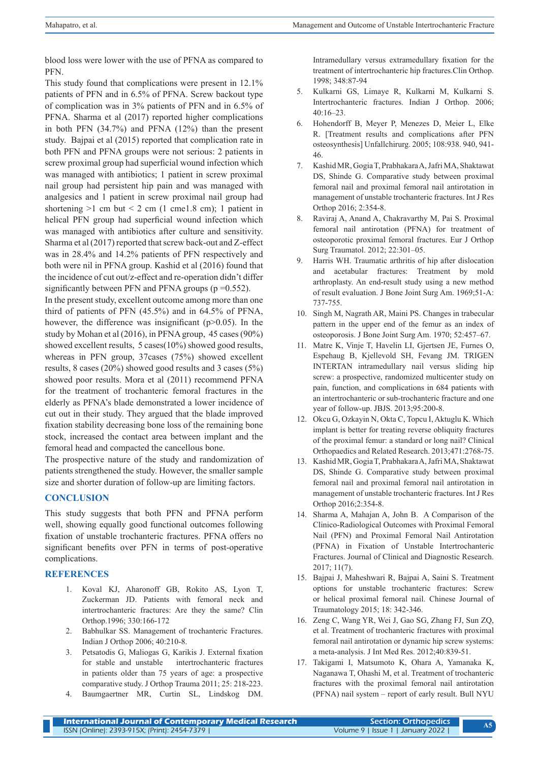blood loss were lower with the use of PFNA as compared to PFN.

This study found that complications were present in 12.1% patients of PFN and in 6.5% of PFNA. Screw backout type of complication was in 3% patients of PFN and in 6.5% of PFNA. Sharma et al (2017) reported higher complications in both PFN (34.7%) and PFNA (12%) than the present study. Bajpai et al (2015) reported that complication rate in both PFN and PFNA groups were not serious: 2 patients in screw proximal group had superficial wound infection which was managed with antibiotics; 1 patient in screw proximal nail group had persistent hip pain and was managed with analgesics and 1 patient in screw proximal nail group had shortening >1 cm but < 2 cm (1 cme1.8 cm); 1 patient in helical PFN group had superficial wound infection which was managed with antibiotics after culture and sensitivity. Sharma et al (2017) reported that screw back-out and Z-effect was in 28.4% and 14.2% patients of PFN respectively and both were nil in PFNA group. Kashid et al (2016) found that the incidence of cut out/z-effect and re-operation didn't differ significantly between PFN and PFNA groups (p =0.552).

In the present study, excellent outcome among more than one third of patients of PFN (45.5%) and in 64.5% of PFNA, however, the difference was insignificant (p>0.05). In the study by Mohan et al (2016), in PFNA group, 45 cases (90%) showed excellent results, 5 cases(10%) showed good results, whereas in PFN group, 37cases (75%) showed excellent results, 8 cases (20%) showed good results and 3 cases (5%) showed poor results. Mora et al (2011) recommend PFNA for the treatment of trochanteric femoral fractures in the elderly as PFNA's blade demonstrated a lower incidence of cut out in their study. They argued that the blade improved fixation stability decreasing bone loss of the remaining bone stock, increased the contact area between implant and the femoral head and compacted the cancellous bone.

The prospective nature of the study and randomization of patients strengthened the study. However, the smaller sample size and shorter duration of follow-up are limiting factors.

## CONCLUSION

This study suggests that both PFN and PFNA perform well, showing equally good functional outcomes following fixation of unstable trochanteric fractures. PFNA offers no significant benefits over PFN in terms of post-operative complications.

## REFERENCES

1. Koval KJ, Aharonoff GB, Rokito AS, Lyon T, Zuckerman JD. Patients with femoral neck and intertrochanteric fractures: Are they the same? Clin Orthop.1996; 330:166-172
2. Babhulkar SS. Management of trochanteric Fractures. Indian J Orthop 2006; 40:210-8.
3. Petsatodis G, Maliogas G, Karikis J. External fixation for stable and unstable intertrochanteric fractures in patients older than 75 years of age: a prospective comparative study. J Orthop Trauma 2011; 25: 218-223.
4. Baumgaertner MR, Curtin SL, Lindskog DM. Intramedullary versus extramedullary fixation for the treatment of intertrochanteric hip fractures.Clin Orthop. 1998; 348:87-94
5. Kulkarni GS, Limaye R, Kulkarni M, Kulkarni S. Intertrochanteric fractures. Indian J Orthop. 2006; 40:16–23.
6. Hohendorff B, Meyer P, Menezes D, Meier L, Elke R. [Treatment results and complications after PFN osteosynthesis] Unfallchirurg. 2005; 108:938. 940, 941-46.
7. Kashid MR, Gogia T, Prabhakara A, Jafri MA, Shaktawat DS, Shinde G. Comparative study between proximal femoral nail and proximal femoral nail antirotation in management of unstable trochanteric fractures. Int J Res Orthop 2016; 2:354-8.
8. Raviraj A, Anand A, Chakravarthy M, Pai S. Proximal femoral nail antirotation (PFNA) for treatment of osteoporotic proximal femoral fractures. Eur J Orthop Surg Traumatol. 2012; 22:301–05.
9. Harris WH. Traumatic arthritis of hip after dislocation and acetabular fractures: Treatment by mold arthroplasty. An end-result study using a new method of result evaluation. J Bone Joint Surg Am. 1969;51-A: 737-755.
10. Singh M, Nagrath AR, Maini PS. Changes in trabecular pattern in the upper end of the femur as an index of osteoporosis. J Bone Joint Surg Am. 1970; 52:457–67.
11. Matre K, Vinje T, Havelin LI, Gjertsen JE, Furnes O, Espehaug B, Kjellevold SH, Fevang JM. TRIGEN INTERTAN intramedullary nail versus sliding hip screw: a prospective, randomized multicenter study on pain, function, and complications in 684 patients with an intertrochanteric or sub-trochanteric fracture and one year of follow-up. JBJS. 2013;95:200-8.
12. Okcu G, Ozkayin N, Okta C, Topcu I, Aktuglu K. Which implant is better for treating reverse obliquity fractures of the proximal femur: a standard or long nail? Clinical Orthopaedics and Related Research. 2013;471:2768-75.
13. Kashid MR, Gogia T, Prabhakara A, Jafri MA, Shaktawat DS, Shinde G. Comparative study between proximal femoral nail and proximal femoral nail antirotation in management of unstable trochanteric fractures. Int J Res Orthop 2016;2:354-8.
14. Sharma A, Mahajan A, John B. A Comparison of the Clinico-Radiological Outcomes with Proximal Femoral Nail (PFN) and Proximal Femoral Nail Antirotation (PFNA) in Fixation of Unstable Intertrochanteric Fractures. Journal of Clinical and Diagnostic Research. 2017; 11(7).
15. Bajpai J, Maheshwari R, Bajpai A, Saini S. Treatment options for unstable trochanteric fractures: Screw or helical proximal femoral nail. Chinese Journal of Traumatology 2015; 18: 342-346.
16. Zeng C, Wang YR, Wei J, Gao SG, Zhang FJ, Sun ZQ, et al. Treatment of trochanteric fractures with proximal femoral nail antirotation or dynamic hip screw systems: a meta-analysis. J Int Med Res. 2012;40:839-51.
17. Takigami I, Matsumoto K, Ohara A, Yamanaka K, Naganawa T, Ohashi M, et al. Treatment of trochanteric fractures with the proximal femoral nail antirotation (PFNA) nail system – report of early result. Bull NYU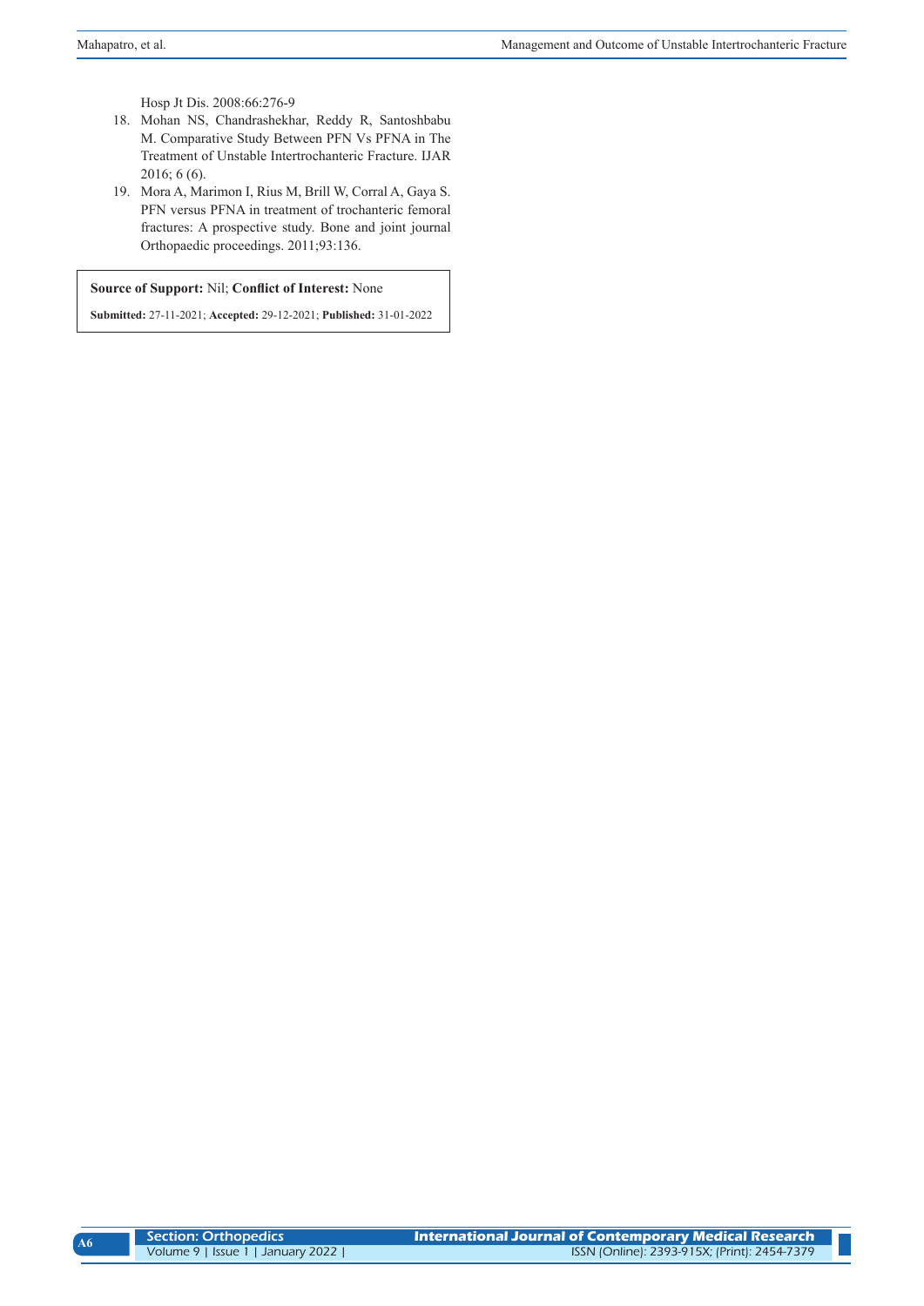Hosp Jt Dis. 2008:66:276-9

18. Mohan NS, Chandrashekhar, Reddy R, Santoshbabu M. Comparative Study Between PFN Vs PFNA in The Treatment of Unstable Intertrochanteric Fracture. IJAR 2016; 6 (6).
19. Mora A, Marimon I, Rius M, Brill W, Corral A, Gaya S. PFN versus PFNA in treatment of trochanteric femoral fractures: A prospective study. Bone and joint journal Orthopaedic proceedings. 2011;93:136.

**Source of Support:** Nil; **Conflict of Interest:** None

**Submitted:** 27-11-2021; **Accepted:** 29-12-2021; **Published:** 31-01-2022